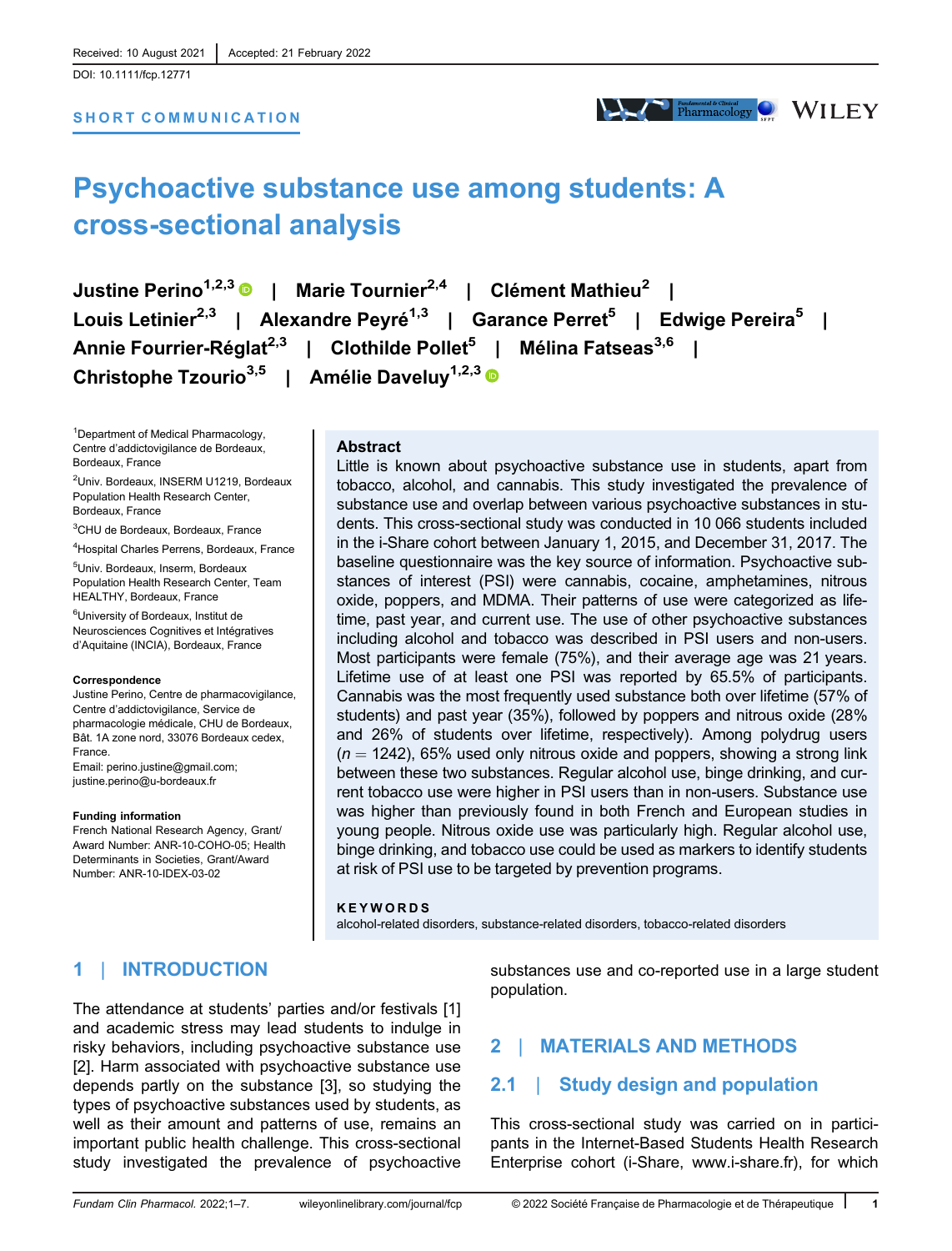Received: 10 August 2021 | Accepted: 21 February 2022

DOI: 10.1111/fcp.12771

SHORT COMMUNICATION

# Psychoactive substance use among students: A cross-sectional analysis

Justine Perino[1,2,3] | Marie Tournier[2,4] | Clément Mathieu[2] | Louis Letinier[2,3] | Alexandre Peyré[1,3] | Garance Perret[5] | Edwige Pereira[5] | Annie Fourrier-Réglat[2,3] | Clothilde Pollet[5] | Mélina Fatseas[3,6] | Christophe Tzourio[3,5] | Amélie Daveluy[1,2,3]

[1]Department of Medical Pharmacology, Centre d'addictovigilance de Bordeaux, Bordeaux, France

[2]Univ. Bordeaux, INSERM U1219, Bordeaux Population Health Research Center, Bordeaux, France

[3]CHU de Bordeaux, Bordeaux, France

[4]Hospital Charles Perrens, Bordeaux, France

[5]Univ. Bordeaux, Inserm, Bordeaux Population Health Research Center, Team HEALTHY, Bordeaux, France

[6]University of Bordeaux, Institut de Neurosciences Cognitives et Intégratives d'Aquitaine (INCIA), Bordeaux, France

**Correspondence**

Justine Perino, Centre de pharmacovigilance, Centre d'addictovigilance, Service de pharmacologie médicale, CHU de Bordeaux, Bât. 1A zone nord, 33076 Bordeaux cedex, France.

Email: perino.justine@gmail.com; justine.perino@u-bordeaux.fr

**Funding information**

French National Research Agency, Grant/Award Number: ANR-10-COHO-05; Health Determinants in Societies, Grant/Award Number: ANR-10-IDEX-03-02

## Abstract

Little is known about psychoactive substance use in students, apart from tobacco, alcohol, and cannabis. This study investigated the prevalence of substance use and overlap between various psychoactive substances in students. This cross-sectional study was conducted in 10 066 students included in the i-Share cohort between January 1, 2015, and December 31, 2017. The baseline questionnaire was the key source of information. Psychoactive substances of interest (PSI) were cannabis, cocaine, amphetamines, nitrous oxide, poppers, and MDMA. Their patterns of use were categorized as lifetime, past year, and current use. The use of other psychoactive substances including alcohol and tobacco was described in PSI users and non-users. Most participants were female (75%), and their average age was 21 years. Lifetime use of at least one PSI was reported by 65.5% of participants. Cannabis was the most frequently used substance both over lifetime (57% of students) and past year (35%), followed by poppers and nitrous oxide (28% and 26% of students over lifetime, respectively). Among polydrug users ($n = 1242$), 65% used only nitrous oxide and poppers, showing a strong link between these two substances. Regular alcohol use, binge drinking, and current tobacco use were higher in PSI users than in non-users. Substance use was higher than previously found in both French and European studies in young people. Nitrous oxide use was particularly high. Regular alcohol use, binge drinking, and tobacco use could be used as markers to identify students at risk of PSI use to be targeted by prevention programs.

**KEYWORDS**

alcohol-related disorders, substance-related disorders, tobacco-related disorders

## 1 | INTRODUCTION

The attendance at students' parties and/or festivals [1] and academic stress may lead students to indulge in risky behaviors, including psychoactive substance use [2]. Harm associated with psychoactive substance use depends partly on the substance [3], so studying the types of psychoactive substances used by students, as well as their amount and patterns of use, remains an important public health challenge. This cross-sectional study investigated the prevalence of psychoactive substances use and co-reported use in a large student population.

## 2 | MATERIALS AND METHODS

### 2.1 | Study design and population

This cross-sectional study was carried on in participants in the Internet-Based Students Health Research Enterprise cohort (i-Share, www.i-share.fr), for which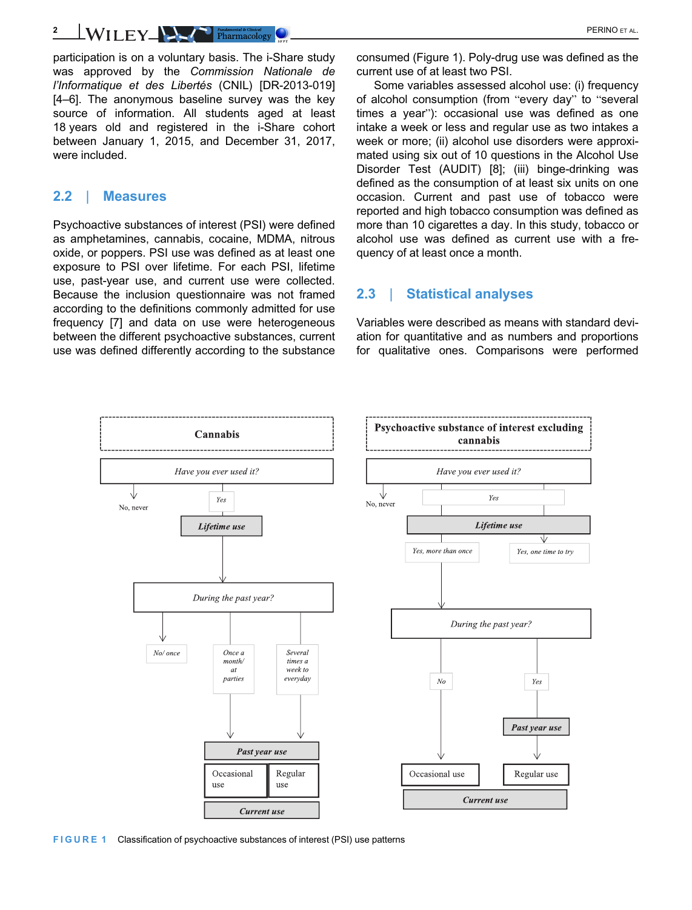participation is on a voluntary basis. The i-Share study was approved by the *Commission Nationale de l'Informatique et des Libertés* (CNIL) [DR-2013-019] [4–6]. The anonymous baseline survey was the key source of information. All students aged at least 18 years old and registered in the i-Share cohort between January 1, 2015, and December 31, 2017, were included.

## 2.2 | Measures

Psychoactive substances of interest (PSI) were defined as amphetamines, cannabis, cocaine, MDMA, nitrous oxide, or poppers. PSI use was defined as at least one exposure to PSI over lifetime. For each PSI, lifetime use, past-year use, and current use were collected. Because the inclusion questionnaire was not framed according to the definitions commonly admitted for use frequency [7] and data on use were heterogeneous between the different psychoactive substances, current use was defined differently according to the substance consumed (Figure 1). Poly-drug use was defined as the current use of at least two PSI.

Some variables assessed alcohol use: (i) frequency of alcohol consumption (from "every day" to "several times a year"): occasional use was defined as one intake a week or less and regular use as two intakes a week or more; (ii) alcohol use disorders were approximated using six out of 10 questions in the Alcohol Use Disorder Test (AUDIT) [8]; (iii) binge-drinking was defined as the consumption of at least six units on one occasion. Current and past use of tobacco were reported and high tobacco consumption was defined as more than 10 cigarettes a day. In this study, tobacco or alcohol use was defined as current use with a frequency of at least once a month.

## 2.3 | Statistical analyses

Variables were described as means with standard deviation for quantitative and as numbers and proportions for qualitative ones. Comparisons were performed

**Cannabis**

- *Have you ever used it?*
  - No, never
  - Yes → ***Lifetime use***
    - *During the past year?*
      - No/ once
      - Once a month/ at parties → ***Past year use*** → Occasional use → ***Current use***
      - Several times a week to everyday → ***Past year use*** → Regular use → ***Current use***

**Psychoactive substance of interest excluding cannabis**

- *Have you ever used it?*
  - No, never
  - Yes → ***Lifetime use***
    - Yes, one time to try
    - Yes, more than once → *During the past year?*
      - No → Occasional use → ***Current use***
      - Yes → ***Past year use*** → Regular use → ***Current use***

FIGURE 1 Classification of psychoactive substances of interest (PSI) use patterns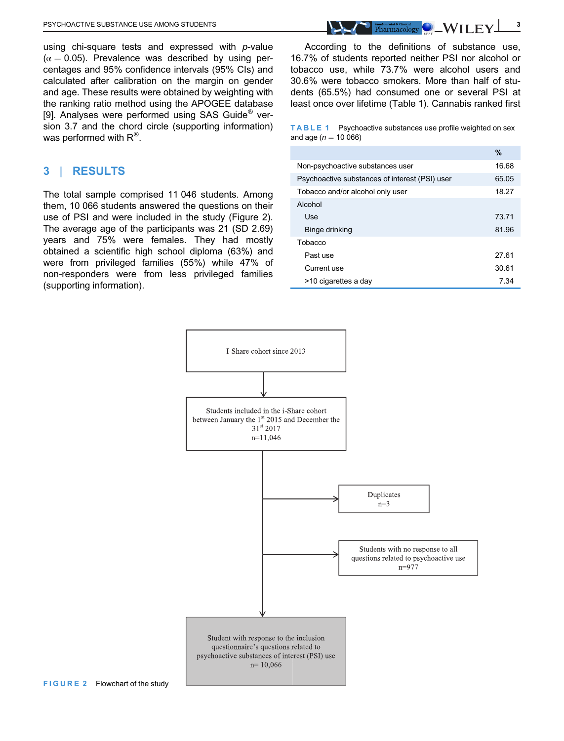using chi-square tests and expressed with *p*-value ($\alpha = 0.05$). Prevalence was described by using percentages and 95% confidence intervals (95% CIs) and calculated after calibration on the margin on gender and age. These results were obtained by weighting with the ranking ratio method using the APOGEE database [9]. Analyses were performed using SAS Guide® version 3.7 and the chord circle (supporting information) was performed with R®.

## 3 | RESULTS

The total sample comprised 11 046 students. Among them, 10 066 students answered the questions on their use of PSI and were included in the study (Figure 2). The average age of the participants was 21 (SD 2.69) years and 75% were females. They had mostly obtained a scientific high school diploma (63%) and were from privileged families (55%) while 47% of non-responders were from less privileged families (supporting information).

According to the definitions of substance use, 16.7% of students reported neither PSI nor alcohol or tobacco use, while 73.7% were alcohol users and 30.6% were tobacco smokers. More than half of students (65.5%) had consumed one or several PSI at least once over lifetime (Table 1). Cannabis ranked first

**TABLE 1** Psychoactive substances use profile weighted on sex and age ($n$ = 10 066)

| | % |
|---|---|
| Non-psychoactive substances user | 16.68 |
| Psychoactive substances of interest (PSI) user | 65.05 |
| Tobacco and/or alcohol only user | 18.27 |
| Alcohol | |
| Use | 73.71 |
| Binge drinking | 81.96 |
| Tobacco | |
| Past use | 27.61 |
| Current use | 30.61 |
| >10 cigarettes a day | 7.34 |

I-Share cohort since 2013

↓

Students included in the i-Share cohort between January the 1st 2015 and December the 31st 2017
n=11,046

→ Duplicates
n=3

→ Students with no response to all questions related to psychoactive use
n=977

↓

Student with response to the inclusion questionnaire's questions related to psychoactive substances of interest (PSI) use
n= 10,066

**FIGURE 2** Flowchart of the study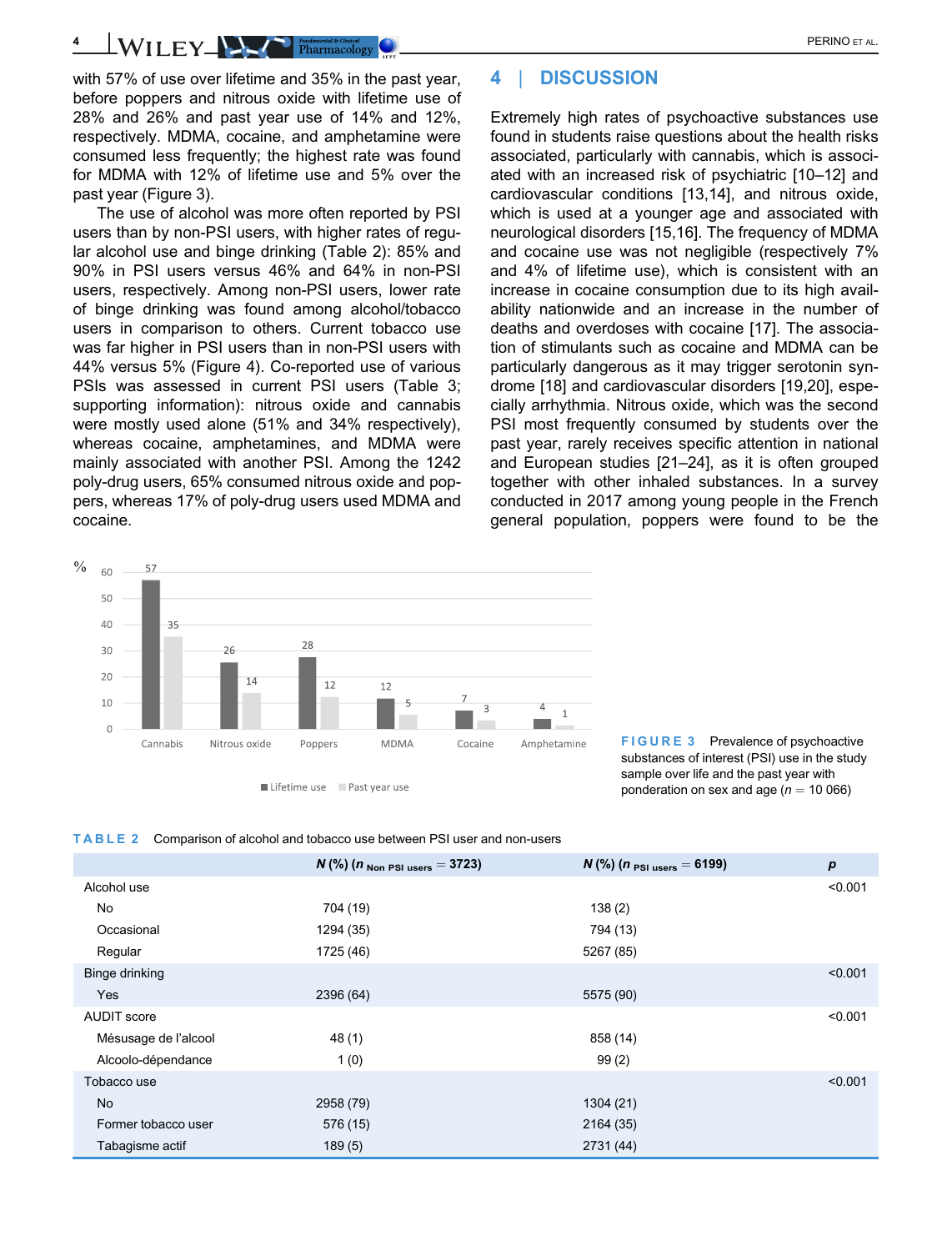with 57% of use over lifetime and 35% in the past year, before poppers and nitrous oxide with lifetime use of 28% and 26% and past year use of 14% and 12%, respectively. MDMA, cocaine, and amphetamine were consumed less frequently; the highest rate was found for MDMA with 12% of lifetime use and 5% over the past year (Figure 3).

The use of alcohol was more often reported by PSI users than by non-PSI users, with higher rates of regular alcohol use and binge drinking (Table 2): 85% and 90% in PSI users versus 46% and 64% in non-PSI users, respectively. Among non-PSI users, lower rate of binge drinking was found among alcohol/tobacco users in comparison to others. Current tobacco use was far higher in PSI users than in non-PSI users with 44% versus 5% (Figure 4). Co-reported use of various PSIs was assessed in current PSI users (Table 3; supporting information): nitrous oxide and cannabis were mostly used alone (51% and 34% respectively), whereas cocaine, amphetamines, and MDMA were mainly associated with another PSI. Among the 1242 poly-drug users, 65% consumed nitrous oxide and poppers, whereas 17% of poly-drug users used MDMA and cocaine.

## 4 | DISCUSSION

Extremely high rates of psychoactive substances use found in students raise questions about the health risks associated, particularly with cannabis, which is associated with an increased risk of psychiatric [10–12] and cardiovascular conditions [13,14], and nitrous oxide, which is used at a younger age and associated with neurological disorders [15,16]. The frequency of MDMA and cocaine use was not negligible (respectively 7% and 4% of lifetime use), which is consistent with an increase in cocaine consumption due to its high availability nationwide and an increase in the number of deaths and overdoses with cocaine [17]. The association of stimulants such as cocaine and MDMA can be particularly dangerous as it may trigger serotonin syndrome [18] and cardiovascular disorders [19,20], especially arrhythmia. Nitrous oxide, which was the second PSI most frequently consumed by students over the past year, rarely receives specific attention in national and European studies [21–24], as it is often grouped together with other inhaled substances. In a survey conducted in 2017 among young people in the French general population, poppers were found to be the

| % | Lifetime use | Past year use |
|---|---|---|
| Cannabis | 57 | 35 |
| Nitrous oxide | 26 | 14 |
| Poppers | 28 | 12 |
| MDMA | 12 | 5 |
| Cocaine | 7 | 3 |
| Amphetamine | 4 | 1 |

**FIGURE 3** Prevalence of psychoactive substances of interest (PSI) use in the study sample over life and the past year with ponderation on sex and age ($n$ = 10 066)

**TABLE 2** Comparison of alcohol and tobacco use between PSI user and non-users

| | N (%) ($n_{\text{Non PSI users}}$ = 3723) | N (%) ($n_{\text{PSI users}}$ = 6199) | p |
|---|---|---|---|
| Alcohol use | | | <0.001 |
| No | 704 (19) | 138 (2) | |
| Occasional | 1294 (35) | 794 (13) | |
| Regular | 1725 (46) | 5267 (85) | |
| Binge drinking | | | <0.001 |
| Yes | 2396 (64) | 5575 (90) | |
| AUDIT score | | | <0.001 |
| Mésusage de l'alcool | 48 (1) | 858 (14) | |
| Alcoolo-dépendance | 1 (0) | 99 (2) | |
| Tobacco use | | | <0.001 |
| No | 2958 (79) | 1304 (21) | |
| Former tobacco user | 576 (15) | 2164 (35) | |
| Tabagisme actif | 189 (5) | 2731 (44) | |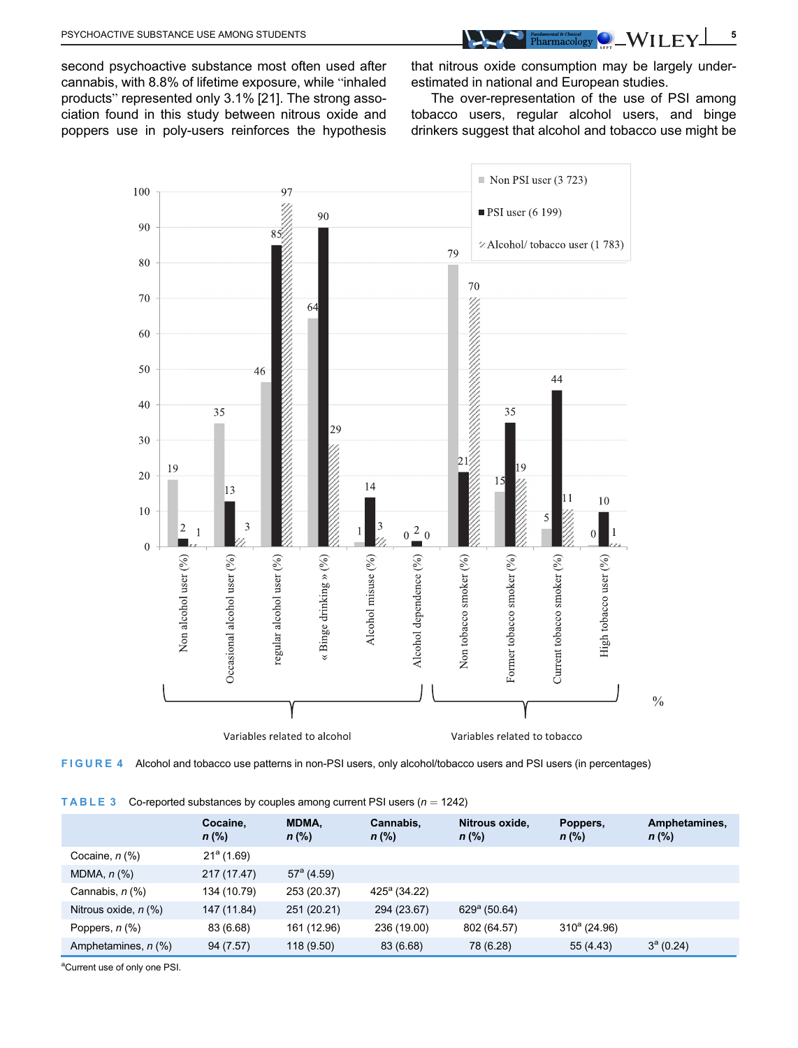second psychoactive substance most often used after cannabis, with 8.8% of lifetime exposure, while "inhaled products" represented only 3.1% [21]. The strong association found in this study between nitrous oxide and poppers use in poly-users reinforces the hypothesis that nitrous oxide consumption may be largely underestimated in national and European studies.

The over-representation of the use of PSI among tobacco users, regular alcohol users, and binge drinkers suggest that alcohol and tobacco use might be

**FIGURE 4** Alcohol and tobacco use patterns in non-PSI users, only alcohol/tobacco users and PSI users (in percentages)

**TABLE 3** Co-reported substances by couples among current PSI users ($n$ = 1242)

| | Cocaine, *n* (%) | MDMA, *n* (%) | Cannabis, *n* (%) | Nitrous oxide, *n* (%) | Poppers, *n* (%) | Amphetamines, *n* (%) |
|---|---|---|---|---|---|---|
| Cocaine, *n* (%) | 21[a] (1.69) | | | | | |
| MDMA, *n* (%) | 217 (17.47) | 57[a] (4.59) | | | | |
| Cannabis, *n* (%) | 134 (10.79) | 253 (20.37) | 425[a] (34.22) | | | |
| Nitrous oxide, *n* (%) | 147 (11.84) | 251 (20.21) | 294 (23.67) | 629[a] (50.64) | | |
| Poppers, *n* (%) | 83 (6.68) | 161 (12.96) | 236 (19.00) | 802 (64.57) | 310[a] (24.96) | |
| Amphetamines, *n* (%) | 94 (7.57) | 118 (9.50) | 83 (6.68) | 78 (6.28) | 55 (4.43) | 3[a] (0.24) |

[a]Current use of only one PSI.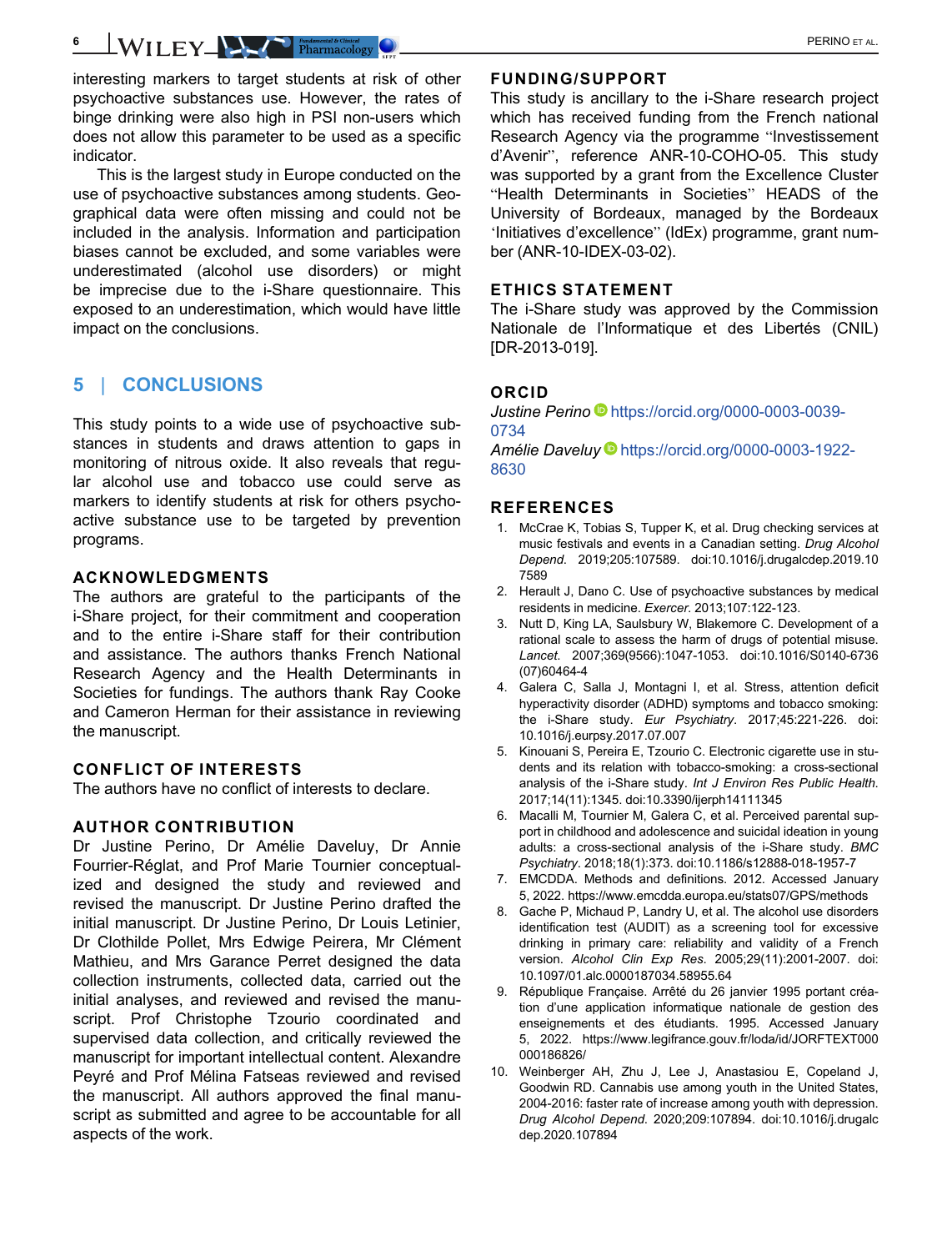interesting markers to target students at risk of other psychoactive substances use. However, the rates of binge drinking were also high in PSI non-users which does not allow this parameter to be used as a specific indicator.

This is the largest study in Europe conducted on the use of psychoactive substances among students. Geographical data were often missing and could not be included in the analysis. Information and participation biases cannot be excluded, and some variables were underestimated (alcohol use disorders) or might be imprecise due to the i-Share questionnaire. This exposed to an underestimation, which would have little impact on the conclusions.

## 5 | CONCLUSIONS

This study points to a wide use of psychoactive substances in students and draws attention to gaps in monitoring of nitrous oxide. It also reveals that regular alcohol use and tobacco use could serve as markers to identify students at risk for others psychoactive substance use to be targeted by prevention programs.

### ACKNOWLEDGMENTS

The authors are grateful to the participants of the i-Share project, for their commitment and cooperation and to the entire i-Share staff for their contribution and assistance. The authors thanks French National Research Agency and the Health Determinants in Societies for fundings. The authors thank Ray Cooke and Cameron Herman for their assistance in reviewing the manuscript.

### CONFLICT OF INTERESTS

The authors have no conflict of interests to declare.

### AUTHOR CONTRIBUTION

Dr Justine Perino, Dr Amélie Daveluy, Dr Annie Fourrier-Réglat, and Prof Marie Tournier conceptualized and designed the study and reviewed and revised the manuscript. Dr Justine Perino drafted the initial manuscript. Dr Justine Perino, Dr Louis Letinier, Dr Clothilde Pollet, Mrs Edwige Peirera, Mr Clément Mathieu, and Mrs Garance Perret designed the data collection instruments, collected data, carried out the initial analyses, and reviewed and revised the manuscript. Prof Christophe Tzourio coordinated and supervised data collection, and critically reviewed the manuscript for important intellectual content. Alexandre Peyré and Prof Mélina Fatseas reviewed and revised the manuscript. All authors approved the final manuscript as submitted and agree to be accountable for all aspects of the work.

### FUNDING/SUPPORT

This study is ancillary to the i-Share research project which has received funding from the French national Research Agency via the programme "Investissement d'Avenir", reference ANR-10-COHO-05. This study was supported by a grant from the Excellence Cluster "Health Determinants in Societies" HEADS of the University of Bordeaux, managed by the Bordeaux 'Initiatives d'excellence" (IdEx) programme, grant number (ANR-10-IDEX-03-02).

### ETHICS STATEMENT

The i-Share study was approved by the Commission Nationale de l'Informatique et des Libertés (CNIL) [DR-2013-019].

### ORCID

*Justine Perino* https://orcid.org/0000-0003-0039-0734

*Amélie Daveluy* https://orcid.org/0000-0003-1922-8630

### REFERENCES

1. McCrae K, Tobias S, Tupper K, et al. Drug checking services at music festivals and events in a Canadian setting. *Drug Alcohol Depend*. 2019;205:107589. doi:10.1016/j.drugalcdep.2019.107589
2. Herault J, Dano C. Use of psychoactive substances by medical residents in medicine. *Exercer*. 2013;107:122-123.
3. Nutt D, King LA, Saulsbury W, Blakemore C. Development of a rational scale to assess the harm of drugs of potential misuse. *Lancet*. 2007;369(9566):1047-1053. doi:10.1016/S0140-6736(07)60464-4
4. Galera C, Salla J, Montagni I, et al. Stress, attention deficit hyperactivity disorder (ADHD) symptoms and tobacco smoking: the i-Share study. *Eur Psychiatry*. 2017;45:221-226. doi:10.1016/j.eurpsy.2017.07.007
5. Kinouani S, Pereira E, Tzourio C. Electronic cigarette use in students and its relation with tobacco-smoking: a cross-sectional analysis of the i-Share study. *Int J Environ Res Public Health*. 2017;14(11):1345. doi:10.3390/ijerph14111345
6. Macalli M, Tournier M, Galera C, et al. Perceived parental support in childhood and adolescence and suicidal ideation in young adults: a cross-sectional analysis of the i-Share study. *BMC Psychiatry*. 2018;18(1):373. doi:10.1186/s12888-018-1957-7
7. EMCDDA. Methods and definitions. 2012. Accessed January 5, 2022. https://www.emcdda.europa.eu/stats07/GPS/methods
8. Gache P, Michaud P, Landry U, et al. The alcohol use disorders identification test (AUDIT) as a screening tool for excessive drinking in primary care: reliability and validity of a French version. *Alcohol Clin Exp Res*. 2005;29(11):2001-2007. doi:10.1097/01.alc.0000187034.58955.64
9. République Française. Arrêté du 26 janvier 1995 portant création d'une application informatique nationale de gestion des enseignements et des étudiants. 1995. Accessed January 5, 2022. https://www.legifrance.gouv.fr/loda/id/JORFTEXT000000186826/
10. Weinberger AH, Zhu J, Lee J, Anastasiou E, Copeland J, Goodwin RD. Cannabis use among youth in the United States, 2004-2016: faster rate of increase among youth with depression. *Drug Alcohol Depend*. 2020;209:107894. doi:10.1016/j.drugalcdep.2020.107894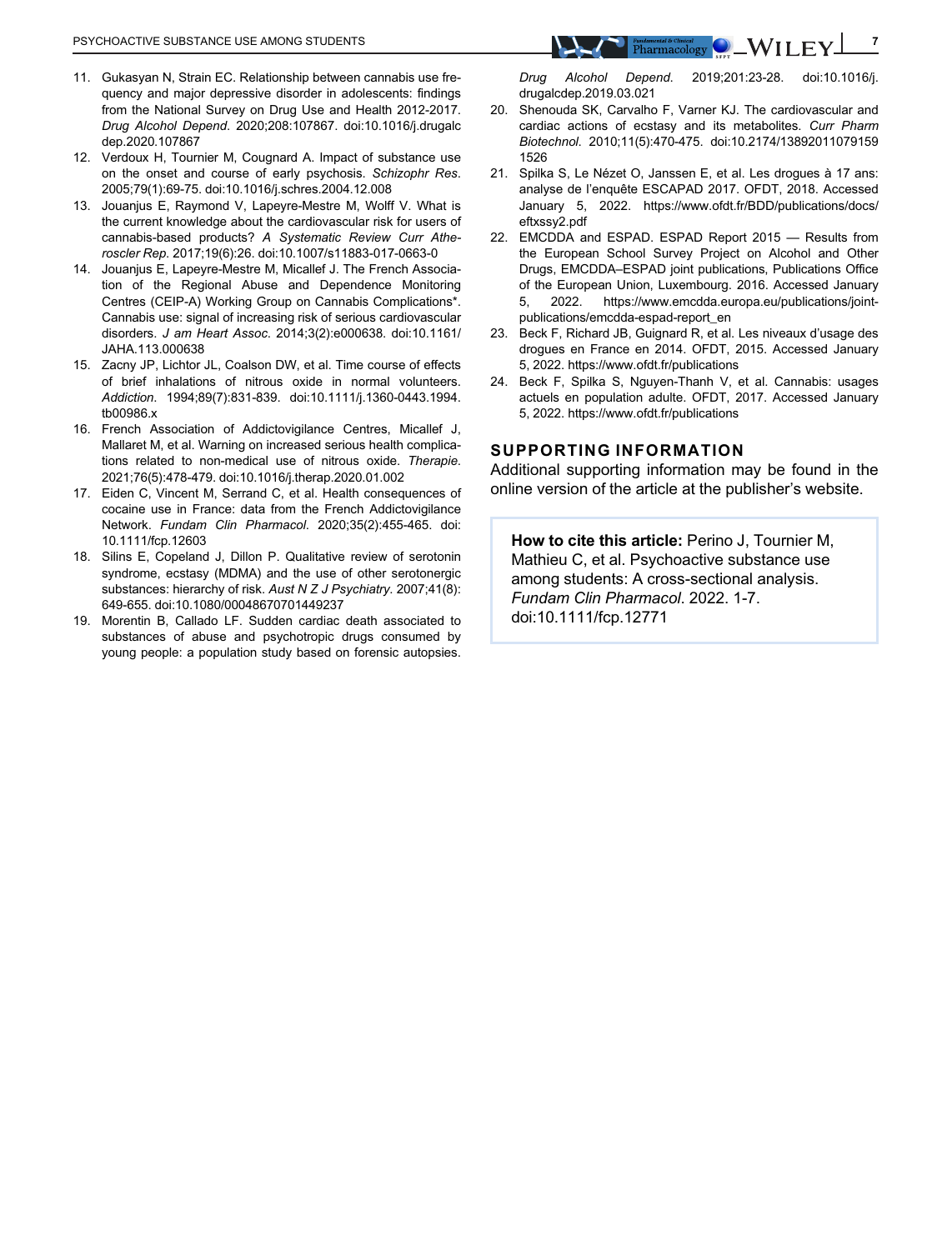11. Gukasyan N, Strain EC. Relationship between cannabis use frequency and major depressive disorder in adolescents: findings from the National Survey on Drug Use and Health 2012-2017. *Drug Alcohol Depend*. 2020;208:107867. doi:10.1016/j.drugalcdep.2020.107867
12. Verdoux H, Tournier M, Cougnard A. Impact of substance use on the onset and course of early psychosis. *Schizophr Res*. 2005;79(1):69-75. doi:10.1016/j.schres.2004.12.008
13. Jouanjus E, Raymond V, Lapeyre-Mestre M, Wolff V. What is the current knowledge about the cardiovascular risk for users of cannabis-based products? *A Systematic Review Curr Atheroscler Rep*. 2017;19(6):26. doi:10.1007/s11883-017-0663-0
14. Jouanjus E, Lapeyre-Mestre M, Micallef J. The French Association of the Regional Abuse and Dependence Monitoring Centres (CEIP-A) Working Group on Cannabis Complications*. Cannabis use: signal of increasing risk of serious cardiovascular disorders. *J am Heart Assoc*. 2014;3(2):e000638. doi:10.1161/JAHA.113.000638
15. Zacny JP, Lichtor JL, Coalson DW, et al. Time course of effects of brief inhalations of nitrous oxide in normal volunteers. *Addiction*. 1994;89(7):831-839. doi:10.1111/j.1360-0443.1994.tb00986.x
16. French Association of Addictovigilance Centres, Micallef J, Mallaret M, et al. Warning on increased serious health complications related to non-medical use of nitrous oxide. *Therapie*. 2021;76(5):478-479. doi:10.1016/j.therap.2020.01.002
17. Eiden C, Vincent M, Serrand C, et al. Health consequences of cocaine use in France: data from the French Addictovigilance Network. *Fundam Clin Pharmacol*. 2020;35(2):455-465. doi:10.1111/fcp.12603
18. Silins E, Copeland J, Dillon P. Qualitative review of serotonin syndrome, ecstasy (MDMA) and the use of other serotonergic substances: hierarchy of risk. *Aust N Z J Psychiatry*. 2007;41(8):649-655. doi:10.1080/00048670701449237
19. Morentin B, Callado LF. Sudden cardiac death associated to substances of abuse and psychotropic drugs consumed by young people: a population study based on forensic autopsies. *Drug Alcohol Depend*. 2019;201:23-28. doi:10.1016/j.drugalcdep.2019.03.021
20. Shenouda SK, Carvalho F, Varner KJ. The cardiovascular and cardiac actions of ecstasy and its metabolites. *Curr Pharm Biotechnol*. 2010;11(5):470-475. doi:10.2174/138920110791591526
21. Spilka S, Le Nézet O, Janssen E, et al. Les drogues à 17 ans: analyse de l'enquête ESCAPAD 2017. OFDT, 2018. Accessed January 5, 2022. https://www.ofdt.fr/BDD/publications/docs/eftxssy2.pdf
22. EMCDDA and ESPAD. ESPAD Report 2015 — Results from the European School Survey Project on Alcohol and Other Drugs, EMCDDA–ESPAD joint publications, Publications Office of the European Union, Luxembourg. 2016. Accessed January 5, 2022. https://www.emcdda.europa.eu/publications/joint-publications/emcdda-espad-report_en
23. Beck F, Richard JB, Guignard R, et al. Les niveaux d'usage des drogues en France en 2014. OFDT, 2015. Accessed January 5, 2022. https://www.ofdt.fr/publications
24. Beck F, Spilka S, Nguyen-Thanh V, et al. Cannabis: usages actuels en population adulte. OFDT, 2017. Accessed January 5, 2022. https://www.ofdt.fr/publications

## SUPPORTING INFORMATION

Additional supporting information may be found in the online version of the article at the publisher's website.

**How to cite this article:** Perino J, Tournier M, Mathieu C, et al. Psychoactive substance use among students: A cross-sectional analysis. *Fundam Clin Pharmacol*. 2022. 1-7. doi:10.1111/fcp.12771